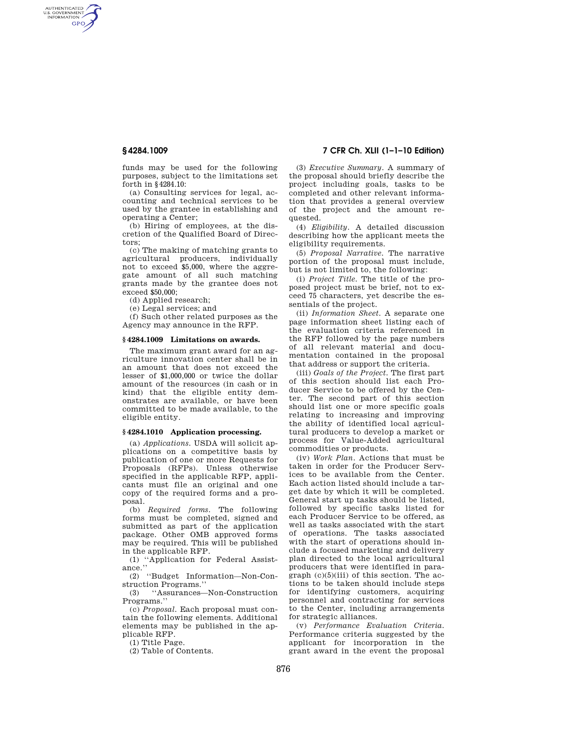funds may be used for the following purposes, subject to the limitations set forth in §4284.10:

(a) Consulting services for legal, accounting and technical services to be used by the grantee in establishing and operating a Center;

(b) Hiring of employees, at the discretion of the Qualified Board of Directors;

(c) The making of matching grants to agricultural producers, individually not to exceed $5,000, where the aggregate amount of all such matching grants made by the grantee does not exceed $50,000;

(d) Applied research;

(e) Legal services; and

(f) Such other related purposes as the Agency may announce in the RFP.

### §4284.1009 Limitations on awards.

The maximum grant award for an agriculture innovation center shall be in an amount that does not exceed the lesser of $1,000,000 or twice the dollar amount of the resources (in cash or in kind) that the eligible entity demonstrates are available, or have been committed to be made available, to the eligible entity.

### §4284.1010 Application processing.

(a) *Applications.* USDA will solicit applications on a competitive basis by publication of one or more Requests for Proposals (RFPs). Unless otherwise specified in the applicable RFP, applicants must file an original and one copy of the required forms and a proposal.

(b) *Required forms.* The following forms must be completed, signed and submitted as part of the application package. Other OMB approved forms may be required. This will be published in the applicable RFP.

(1) ''Application for Federal Assistance.''

(2) ''Budget Information—Non-Construction Programs.''

(3) ''Assurances—Non-Construction Programs.''

(c) *Proposal.* Each proposal must contain the following elements. Additional elements may be published in the applicable RFP.

(1) Title Page.

(2) Table of Contents.

(3) *Executive Summary.* A summary of the proposal should briefly describe the project including goals, tasks to be completed and other relevant information that provides a general overview of the project and the amount requested.

(4) *Eligibility.* A detailed discussion describing how the applicant meets the eligibility requirements.

(5) *Proposal Narrative.* The narrative portion of the proposal must include, but is not limited to, the following:

(i) *Project Title.* The title of the proposed project must be brief, not to exceed 75 characters, yet describe the essentials of the project.

(ii) *Information Sheet.* A separate one page information sheet listing each of the evaluation criteria referenced in the RFP followed by the page numbers of all relevant material and documentation contained in the proposal that address or support the criteria.

(iii) *Goals of the Project.* The first part of this section should list each Producer Service to be offered by the Center. The second part of this section should list one or more specific goals relating to increasing and improving the ability of identified local agricultural producers to develop a market or process for Value-Added agricultural commodities or products.

(iv) *Work Plan.* Actions that must be taken in order for the Producer Services to be available from the Center. Each action listed should include a target date by which it will be completed. General start up tasks should be listed, followed by specific tasks listed for each Producer Service to be offered, as well as tasks associated with the start of operations. The tasks associated with the start of operations should include a focused marketing and delivery plan directed to the local agricultural producers that were identified in paragraph (c)(5)(iii) of this section. The actions to be taken should include steps for identifying customers, acquiring personnel and contracting for services to the Center, including arrangements for strategic alliances.

(v) *Performance Evaluation Criteria.* Performance criteria suggested by the applicant for incorporation in the grant award in the event the proposal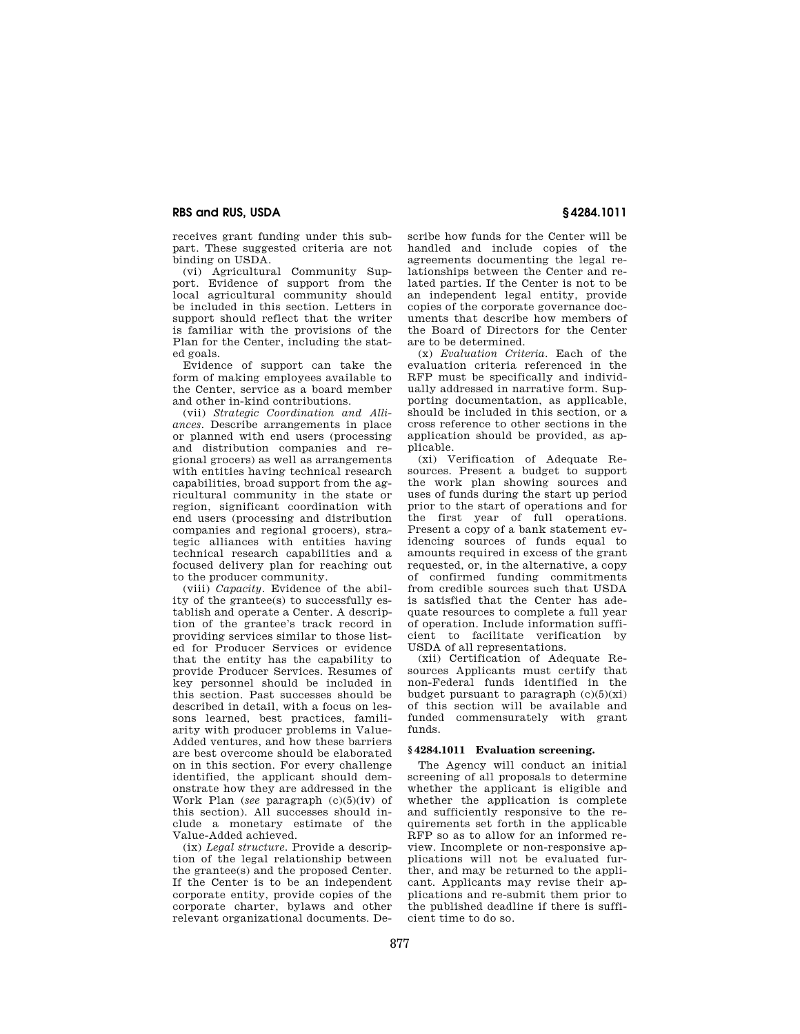receives grant funding under this subpart. These suggested criteria are not binding on USDA.

(vi) Agricultural Community Support. Evidence of support from the local agricultural community should be included in this section. Letters in support should reflect that the writer is familiar with the provisions of the Plan for the Center, including the stated goals.

Evidence of support can take the form of making employees available to the Center, service as a board member and other in-kind contributions.

(vii) *Strategic Coordination and Alliances.* Describe arrangements in place or planned with end users (processing and distribution companies and regional grocers) as well as arrangements with entities having technical research capabilities, broad support from the agricultural community in the state or region, significant coordination with end users (processing and distribution companies and regional grocers), strategic alliances with entities having technical research capabilities and a focused delivery plan for reaching out to the producer community.

(viii) *Capacity.* Evidence of the ability of the grantee(s) to successfully establish and operate a Center. A description of the grantee's track record in providing services similar to those listed for Producer Services or evidence that the entity has the capability to provide Producer Services. Resumes of key personnel should be included in this section. Past successes should be described in detail, with a focus on lessons learned, best practices, familiarity with producer problems in Value-Added ventures, and how these barriers are best overcome should be elaborated on in this section. For every challenge identified, the applicant should demonstrate how they are addressed in the Work Plan (*see* paragraph (c)(5)(iv) of this section). All successes should include a monetary estimate of the Value-Added achieved.

(ix) *Legal structure.* Provide a description of the legal relationship between the grantee(s) and the proposed Center. If the Center is to be an independent corporate entity, provide copies of the corporate charter, bylaws and other relevant organizational documents. Describe how funds for the Center will be handled and include copies of the agreements documenting the legal relationships between the Center and related parties. If the Center is not to be an independent legal entity, provide copies of the corporate governance documents that describe how members of the Board of Directors for the Center are to be determined.

(x) *Evaluation Criteria.* Each of the evaluation criteria referenced in the RFP must be specifically and individually addressed in narrative form. Supporting documentation, as applicable, should be included in this section, or a cross reference to other sections in the application should be provided, as applicable.

(xi) Verification of Adequate Resources. Present a budget to support the work plan showing sources and uses of funds during the start up period prior to the start of operations and for the first year of full operations. Present a copy of a bank statement evidencing sources of funds equal to amounts required in excess of the grant requested, or, in the alternative, a copy of confirmed funding commitments from credible sources such that USDA is satisfied that the Center has adequate resources to complete a full year of operation. Include information sufficient to facilitate verification by USDA of all representations.

(xii) Certification of Adequate Resources Applicants must certify that non-Federal funds identified in the budget pursuant to paragraph (c)(5)(xi) of this section will be available and funded commensurately with grant funds.

## § 4284.1011 Evaluation screening.

The Agency will conduct an initial screening of all proposals to determine whether the applicant is eligible and whether the application is complete and sufficiently responsive to the requirements set forth in the applicable RFP so as to allow for an informed review. Incomplete or non-responsive applications will not be evaluated further, and may be returned to the applicant. Applicants may revise their applications and re-submit them prior to the published deadline if there is sufficient time to do so.